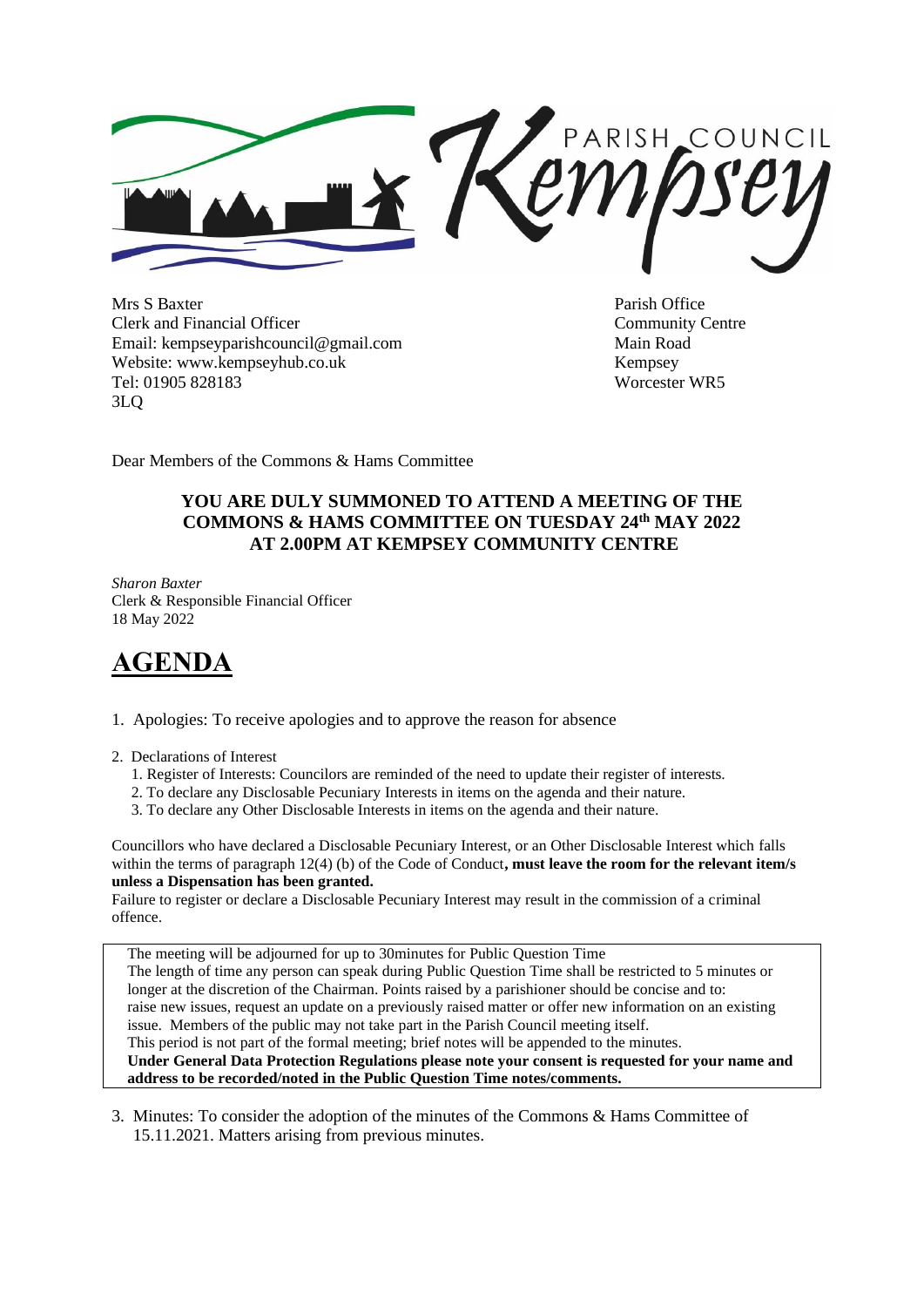PARISH COUNCIL Kempsey

Mrs S Baxter
Clerk and Financial Officer
Email: kempseyparishcouncil@gmail.com
Website: www.kempseyhub.co.uk
Tel: 01905 828183

Parish Office
Community Centre
Main Road
Kempsey
Worcester WR5 3LQ

Dear Members of the Commons & Hams Committee

**YOU ARE DULY SUMMONED TO ATTEND A MEETING OF THE COMMONS & HAMS COMMITTEE ON TUESDAY 24th MAY 2022 AT 2.00PM AT KEMPSEY COMMUNITY CENTRE**

*Sharon Baxter*
Clerk & Responsible Financial Officer
18 May 2022

# AGENDA

1. Apologies: To receive apologies and to approve the reason for absence

2. Declarations of Interest
   1. Register of Interests: Councilors are reminded of the need to update their register of interests.
   2. To declare any Disclosable Pecuniary Interests in items on the agenda and their nature.
   3. To declare any Other Disclosable Interests in items on the agenda and their nature.

Councillors who have declared a Disclosable Pecuniary Interest, or an Other Disclosable Interest which falls within the terms of paragraph 12(4) (b) of the Code of Conduct**, must leave the room for the relevant item/s unless a Dispensation has been granted.**
Failure to register or declare a Disclosable Pecuniary Interest may result in the commission of a criminal offence.

> The meeting will be adjourned for up to 30minutes for Public Question Time
> The length of time any person can speak during Public Question Time shall be restricted to 5 minutes or longer at the discretion of the Chairman. Points raised by a parishioner should be concise and to: raise new issues, request an update on a previously raised matter or offer new information on an existing issue. Members of the public may not take part in the Parish Council meeting itself.
> This period is not part of the formal meeting; brief notes will be appended to the minutes.
> **Under General Data Protection Regulations please note your consent is requested for your name and address to be recorded/noted in the Public Question Time notes/comments.**

3. Minutes: To consider the adoption of the minutes of the Commons & Hams Committee of 15.11.2021. Matters arising from previous minutes.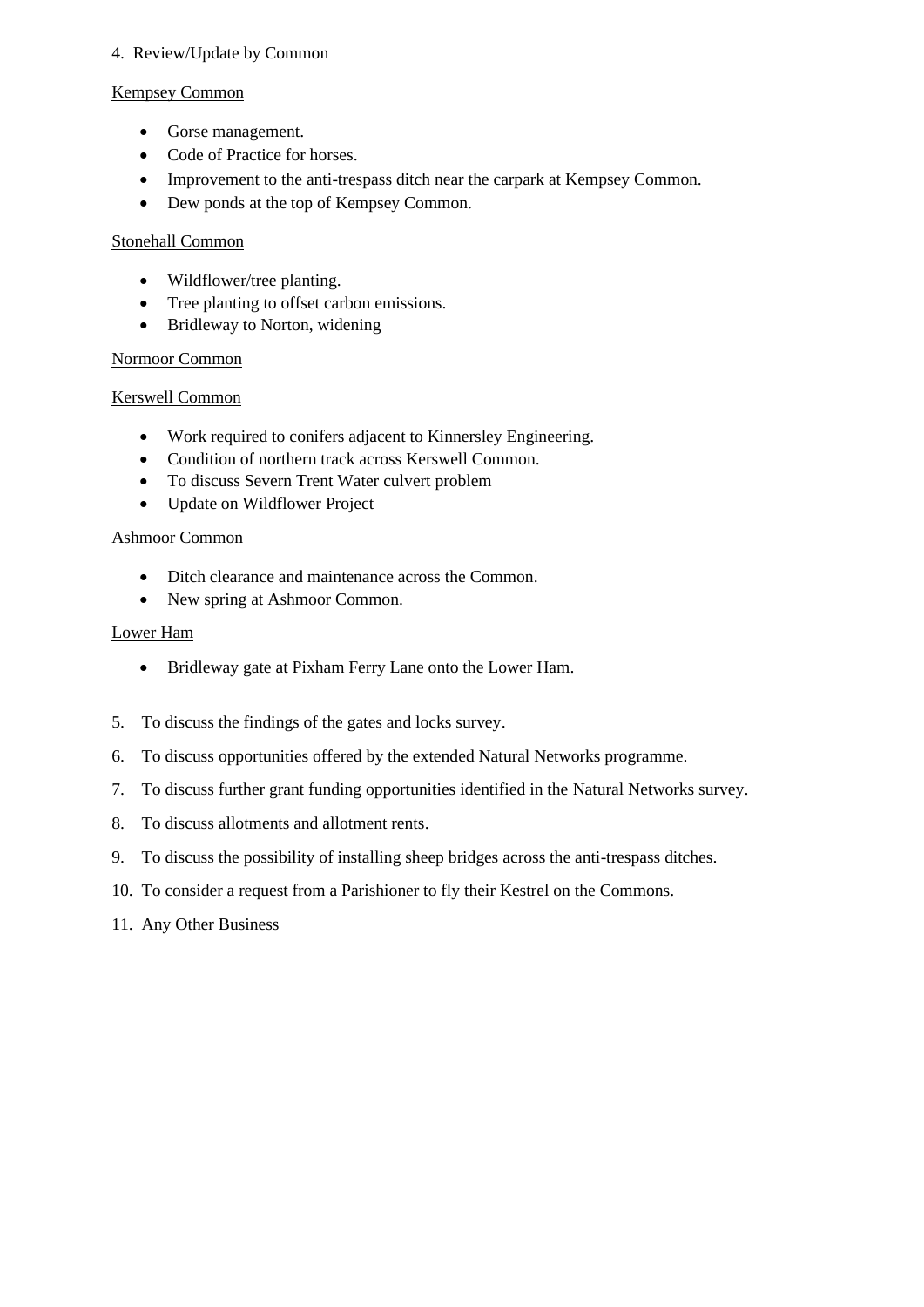4. Review/Update by Common

Kempsey Common

- Gorse management.
- Code of Practice for horses.
- Improvement to the anti-trespass ditch near the carpark at Kempsey Common.
- Dew ponds at the top of Kempsey Common.

Stonehall Common

- Wildflower/tree planting.
- Tree planting to offset carbon emissions.
- Bridleway to Norton, widening

Normoor Common

Kerswell Common

- Work required to conifers adjacent to Kinnersley Engineering.
- Condition of northern track across Kerswell Common.
- To discuss Severn Trent Water culvert problem
- Update on Wildflower Project

Ashmoor Common

- Ditch clearance and maintenance across the Common.
- New spring at Ashmoor Common.

Lower Ham

- Bridleway gate at Pixham Ferry Lane onto the Lower Ham.

5. To discuss the findings of the gates and locks survey.
6. To discuss opportunities offered by the extended Natural Networks programme.
7. To discuss further grant funding opportunities identified in the Natural Networks survey.
8. To discuss allotments and allotment rents.
9. To discuss the possibility of installing sheep bridges across the anti-trespass ditches.
10. To consider a request from a Parishioner to fly their Kestrel on the Commons.
11. Any Other Business